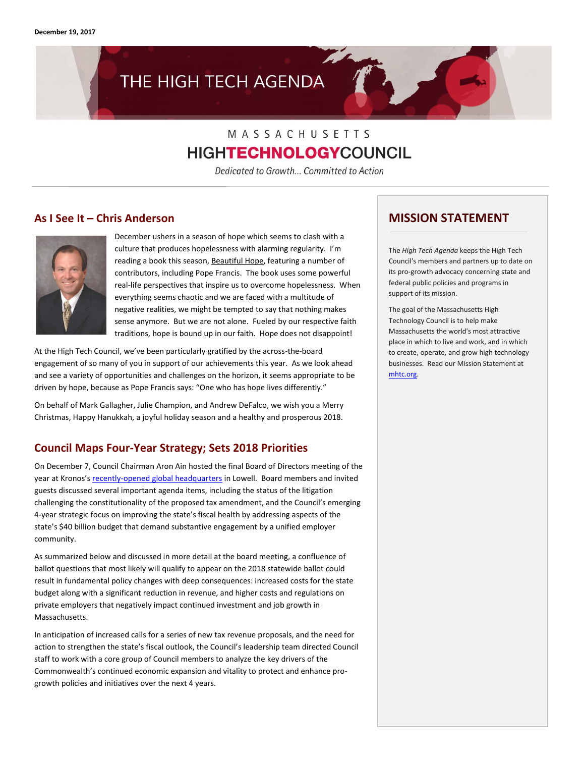December 19, 2017

# THE HIGH TECH AGENDA

MASSACHUSETTS
**HIGHTECHNOLOGYCOUNCIL**
*Dedicated to Growth... Committed to Action*

## As I See It – Chris Anderson

December ushers in a season of hope which seems to clash with a culture that produces hopelessness with alarming regularity. I'm reading a book this season, Beautiful Hope, featuring a number of contributors, including Pope Francis. The book uses some powerful real-life perspectives that inspire us to overcome hopelessness. When everything seems chaotic and we are faced with a multitude of negative realities, we might be tempted to say that nothing makes sense anymore. But we are not alone. Fueled by our respective faith traditions, hope is bound up in our faith. Hope does not disappoint!

At the High Tech Council, we've been particularly gratified by the across-the-board engagement of so many of you in support of our achievements this year. As we look ahead and see a variety of opportunities and challenges on the horizon, it seems appropriate to be driven by hope, because as Pope Francis says: "One who has hope lives differently."

On behalf of Mark Gallagher, Julie Champion, and Andrew DeFalco, we wish you a Merry Christmas, Happy Hanukkah, a joyful holiday season and a healthy and prosperous 2018.

## Council Maps Four-Year Strategy; Sets 2018 Priorities

On December 7, Council Chairman Aron Ain hosted the final Board of Directors meeting of the year at Kronos's recently-opened global headquarters in Lowell. Board members and invited guests discussed several important agenda items, including the status of the litigation challenging the constitutionality of the proposed tax amendment, and the Council's emerging 4-year strategic focus on improving the state's fiscal health by addressing aspects of the state's $40 billion budget that demand substantive engagement by a unified employer community.

As summarized below and discussed in more detail at the board meeting, a confluence of ballot questions that most likely will qualify to appear on the 2018 statewide ballot could result in fundamental policy changes with deep consequences: increased costs for the state budget along with a significant reduction in revenue, and higher costs and regulations on private employers that negatively impact continued investment and job growth in Massachusetts.

In anticipation of increased calls for a series of new tax revenue proposals, and the need for action to strengthen the state's fiscal outlook, the Council's leadership team directed Council staff to work with a core group of Council members to analyze the key drivers of the Commonwealth's continued economic expansion and vitality to protect and enhance pro-growth policies and initiatives over the next 4 years.

## MISSION STATEMENT

The *High Tech Agenda* keeps the High Tech Council's members and partners up to date on its pro-growth advocacy concerning state and federal public policies and programs in support of its mission.

The goal of the Massachusetts High Technology Council is to help make Massachusetts the world's most attractive place in which to live and work, and in which to create, operate, and grow high technology businesses. Read our Mission Statement at mhtc.org.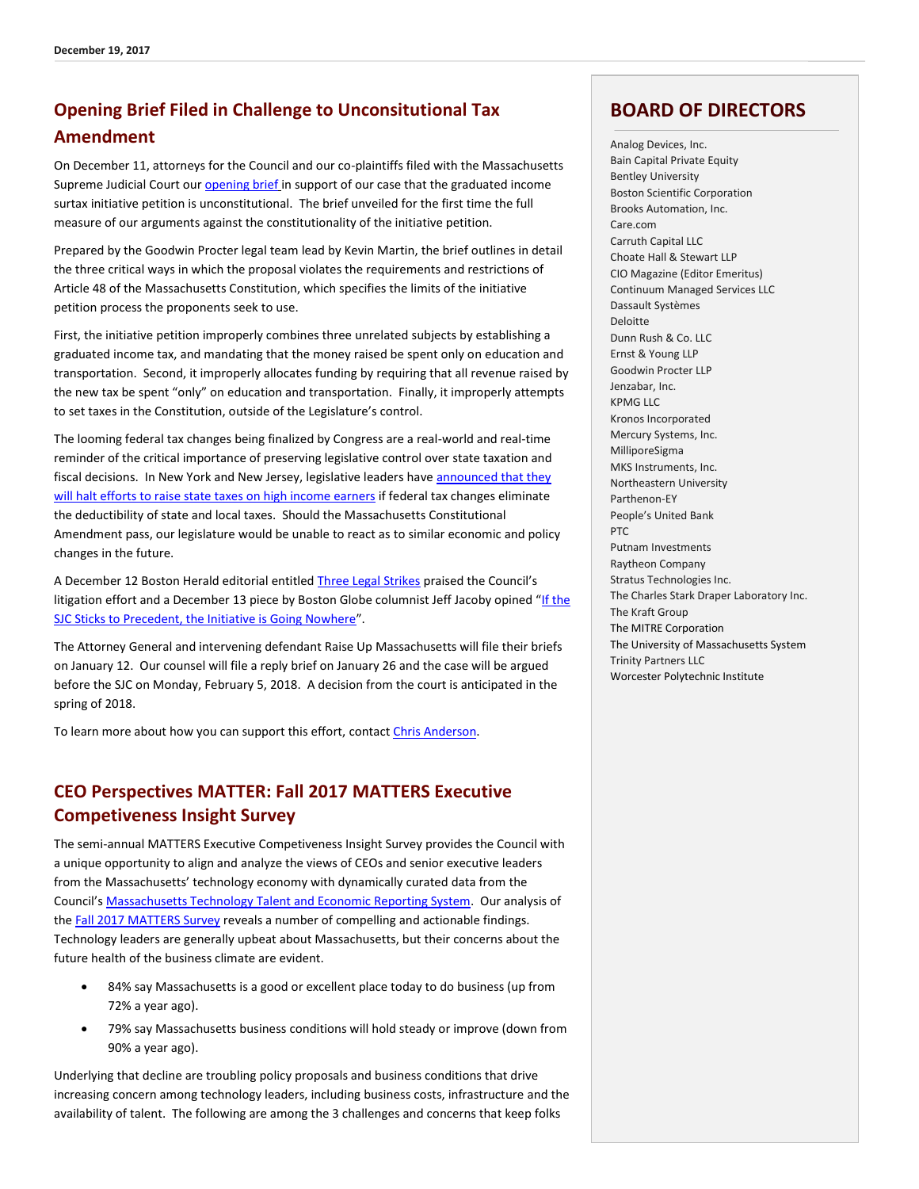December 19, 2017

## Opening Brief Filed in Challenge to Unconsitutional Tax Amendment

On December 11, attorneys for the Council and our co-plaintiffs filed with the Massachusetts Supreme Judicial Court our opening brief in support of our case that the graduated income surtax initiative petition is unconstitutional. The brief unveiled for the first time the full measure of our arguments against the constitutionality of the initiative petition.

Prepared by the Goodwin Procter legal team lead by Kevin Martin, the brief outlines in detail the three critical ways in which the proposal violates the requirements and restrictions of Article 48 of the Massachusetts Constitution, which specifies the limits of the initiative petition process the proponents seek to use.

First, the initiative petition improperly combines three unrelated subjects by establishing a graduated income tax, and mandating that the money raised be spent only on education and transportation. Second, it improperly allocates funding by requiring that all revenue raised by the new tax be spent "only" on education and transportation. Finally, it improperly attempts to set taxes in the Constitution, outside of the Legislature's control.

The looming federal tax changes being finalized by Congress are a real-world and real-time reminder of the critical importance of preserving legislative control over state taxation and fiscal decisions. In New York and New Jersey, legislative leaders have announced that they will halt efforts to raise state taxes on high income earners if federal tax changes eliminate the deductibility of state and local taxes. Should the Massachusetts Constitutional Amendment pass, our legislature would be unable to react as to similar economic and policy changes in the future.

A December 12 Boston Herald editorial entitled Three Legal Strikes praised the Council's litigation effort and a December 13 piece by Boston Globe columnist Jeff Jacoby opined "If the SJC Sticks to Precedent, the Initiative is Going Nowhere".

The Attorney General and intervening defendant Raise Up Massachusetts will file their briefs on January 12. Our counsel will file a reply brief on January 26 and the case will be argued before the SJC on Monday, February 5, 2018. A decision from the court is anticipated in the spring of 2018.

To learn more about how you can support this effort, contact Chris Anderson.

## CEO Perspectives MATTER: Fall 2017 MATTERS Executive Competiveness Insight Survey

The semi-annual MATTERS Executive Competiveness Insight Survey provides the Council with a unique opportunity to align and analyze the views of CEOs and senior executive leaders from the Massachusetts' technology economy with dynamically curated data from the Council's Massachusetts Technology Talent and Economic Reporting System. Our analysis of the Fall 2017 MATTERS Survey reveals a number of compelling and actionable findings. Technology leaders are generally upbeat about Massachusetts, but their concerns about the future health of the business climate are evident.

- 84% say Massachusetts is a good or excellent place today to do business (up from 72% a year ago).
- 79% say Massachusetts business conditions will hold steady or improve (down from 90% a year ago).

Underlying that decline are troubling policy proposals and business conditions that drive increasing concern among technology leaders, including business costs, infrastructure and the availability of talent. The following are among the 3 challenges and concerns that keep folks

## BOARD OF DIRECTORS

Analog Devices, Inc.
Bain Capital Private Equity
Bentley University
Boston Scientific Corporation
Brooks Automation, Inc.
Care.com
Carruth Capital LLC
Choate Hall & Stewart LLP
CIO Magazine (Editor Emeritus)
Continuum Managed Services LLC
Dassault Systèmes
Deloitte
Dunn Rush & Co. LLC
Ernst & Young LLP
Goodwin Procter LLP
Jenzabar, Inc.
KPMG LLC
Kronos Incorporated
Mercury Systems, Inc.
MilliporeSigma
MKS Instruments, Inc.
Northeastern University
Parthenon-EY
People's United Bank
PTC
Putnam Investments
Raytheon Company
Stratus Technologies Inc.
The Charles Stark Draper Laboratory Inc.
The Kraft Group
The MITRE Corporation
The University of Massachusetts System
Trinity Partners LLC
Worcester Polytechnic Institute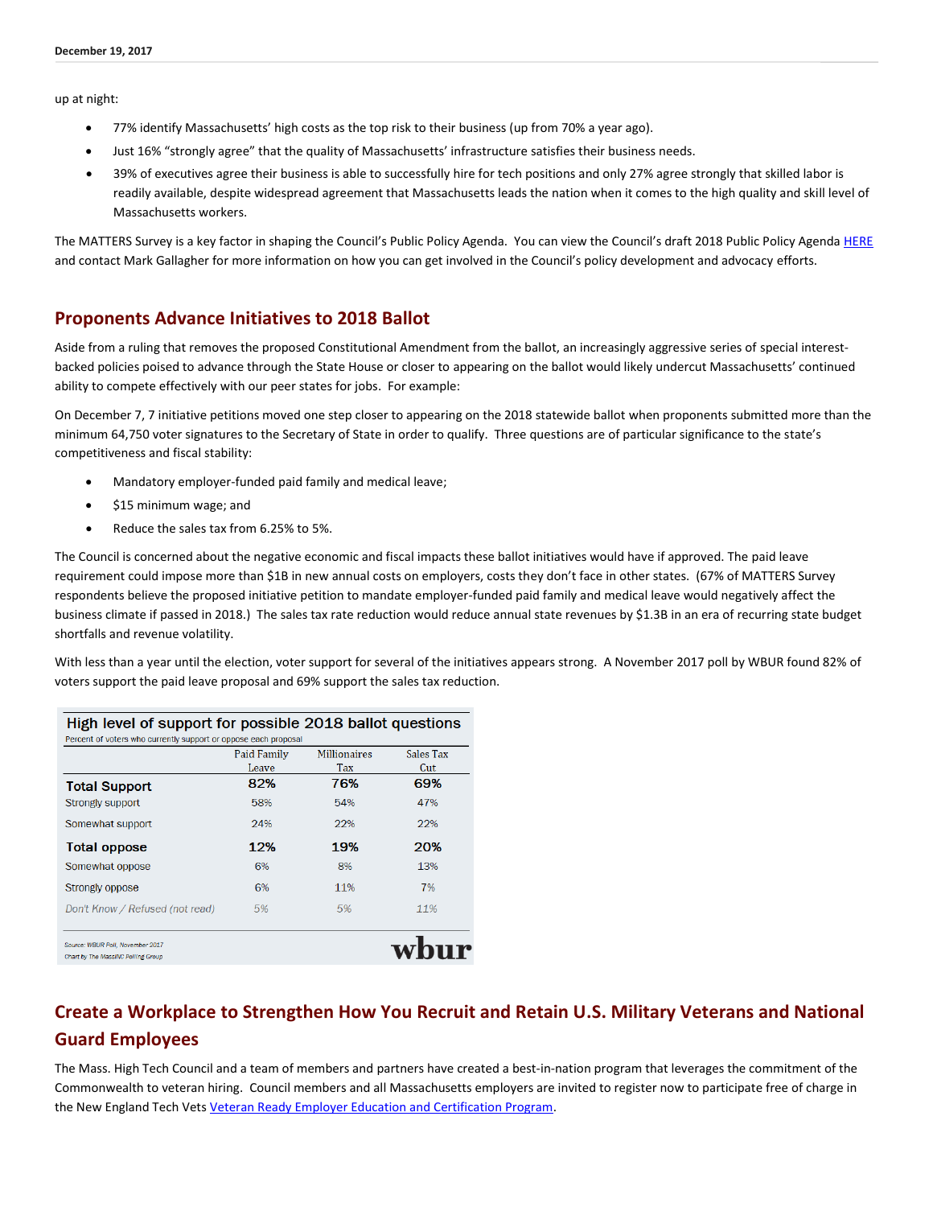up at night:

- 77% identify Massachusetts' high costs as the top risk to their business (up from 70% a year ago).
- Just 16% "strongly agree" that the quality of Massachusetts' infrastructure satisfies their business needs.
- 39% of executives agree their business is able to successfully hire for tech positions and only 27% agree strongly that skilled labor is readily available, despite widespread agreement that Massachusetts leads the nation when it comes to the high quality and skill level of Massachusetts workers.

The MATTERS Survey is a key factor in shaping the Council's Public Policy Agenda. You can view the Council's draft 2018 Public Policy Agenda HERE and contact Mark Gallagher for more information on how you can get involved in the Council's policy development and advocacy efforts.

## Proponents Advance Initiatives to 2018 Ballot

Aside from a ruling that removes the proposed Constitutional Amendment from the ballot, an increasingly aggressive series of special interest-backed policies poised to advance through the State House or closer to appearing on the ballot would likely undercut Massachusetts' continued ability to compete effectively with our peer states for jobs. For example:

On December 7, 7 initiative petitions moved one step closer to appearing on the 2018 statewide ballot when proponents submitted more than the minimum 64,750 voter signatures to the Secretary of State in order to qualify. Three questions are of particular significance to the state's competitiveness and fiscal stability:

- Mandatory employer-funded paid family and medical leave;
- $15 minimum wage; and
- Reduce the sales tax from 6.25% to 5%.

The Council is concerned about the negative economic and fiscal impacts these ballot initiatives would have if approved. The paid leave requirement could impose more than $1B in new annual costs on employers, costs they don't face in other states. (67% of MATTERS Survey respondents believe the proposed initiative petition to mandate employer-funded paid family and medical leave would negatively affect the business climate if passed in 2018.) The sales tax rate reduction would reduce annual state revenues by $1.3B in an era of recurring state budget shortfalls and revenue volatility.

With less than a year until the election, voter support for several of the initiatives appears strong. A November 2017 poll by WBUR found 82% of voters support the paid leave proposal and 69% support the sales tax reduction.

**High level of support for possible 2018 ballot questions**

Percent of voters who currently support or oppose each proposal

| | Paid Family Leave | Millionaires Tax | Sales Tax Cut |
|---|---|---|---|
| **Total Support** | **82%** | **76%** | **69%** |
| Strongly support | 58% | 54% | 47% |
| Somewhat support | 24% | 22% | 22% |
| **Total oppose** | **12%** | **19%** | **20%** |
| Somewhat oppose | 6% | 8% | 13% |
| Strongly oppose | 6% | 11% | 7% |
| *Don't Know / Refused (not read)* | 5% | 5% | 11% |

Source: WBUR Poll, November 2017
Chart by The MassINC Polling Group
wbur

## Create a Workplace to Strengthen How You Recruit and Retain U.S. Military Veterans and National Guard Employees

The Mass. High Tech Council and a team of members and partners have created a best-in-nation program that leverages the commitment of the Commonwealth to veteran hiring. Council members and all Massachusetts employers are invited to register now to participate free of charge in the New England Tech Vets Veteran Ready Employer Education and Certification Program.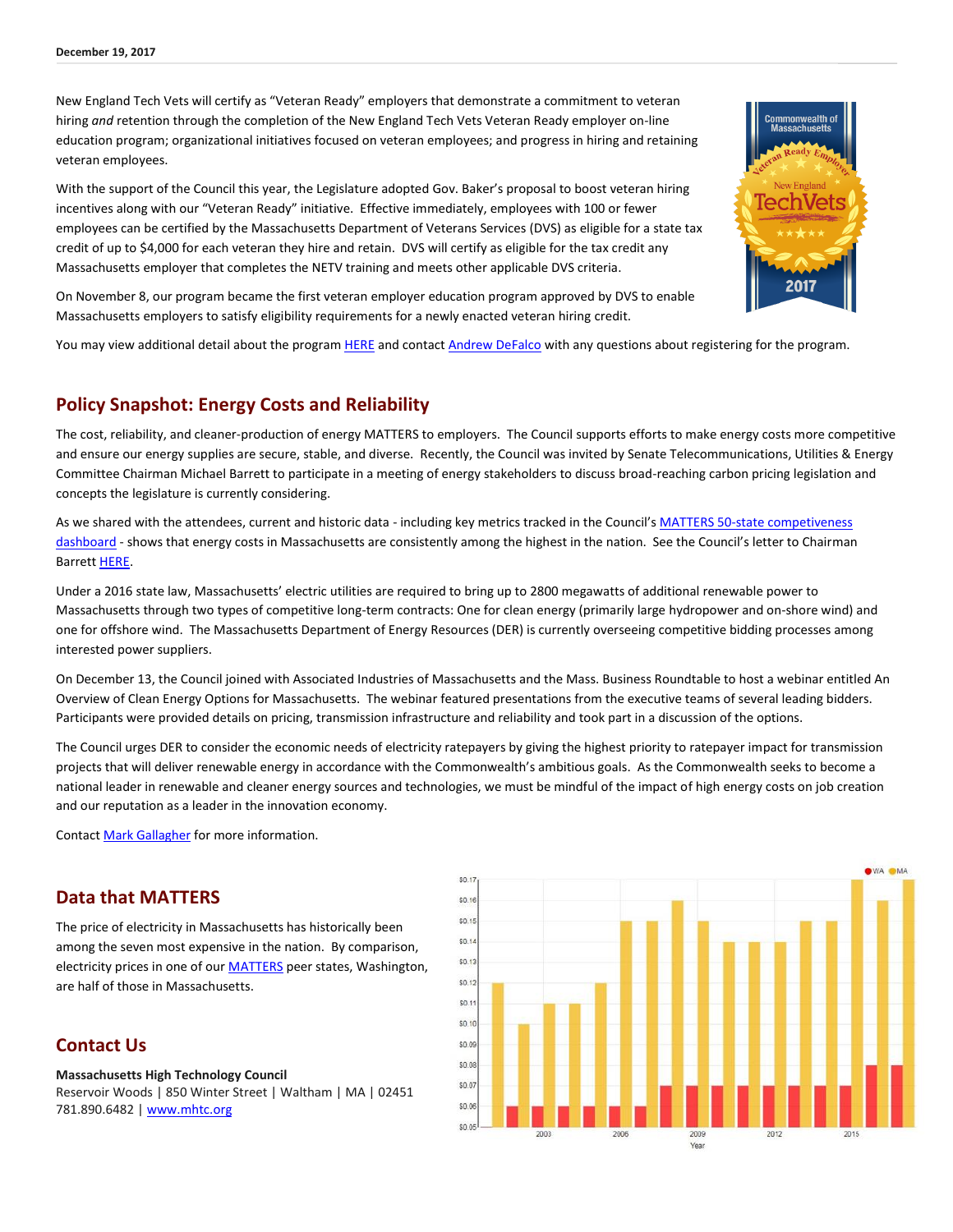December 19, 2017

New England Tech Vets will certify as "Veteran Ready" employers that demonstrate a commitment to veteran hiring *and* retention through the completion of the New England Tech Vets Veteran Ready employer on-line education program; organizational initiatives focused on veteran employees; and progress in hiring and retaining veteran employees.

Commonwealth of Massachusetts
Veteran Ready Employer
New England
TechVets
★★★★★
2017

With the support of the Council this year, the Legislature adopted Gov. Baker's proposal to boost veteran hiring incentives along with our "Veteran Ready" initiative. Effective immediately, employees with 100 or fewer employees can be certified by the Massachusetts Department of Veterans Services (DVS) as eligible for a state tax credit of up to $4,000 for each veteran they hire and retain. DVS will certify as eligible for the tax credit any Massachusetts employer that completes the NETV training and meets other applicable DVS criteria.

On November 8, our program became the first veteran employer education program approved by DVS to enable Massachusetts employers to satisfy eligibility requirements for a newly enacted veteran hiring credit.

You may view additional detail about the program HERE and contact Andrew DeFalco with any questions about registering for the program.

## Policy Snapshot: Energy Costs and Reliability

The cost, reliability, and cleaner-production of energy MATTERS to employers. The Council supports efforts to make energy costs more competitive and ensure our energy supplies are secure, stable, and diverse. Recently, the Council was invited by Senate Telecommunications, Utilities & Energy Committee Chairman Michael Barrett to participate in a meeting of energy stakeholders to discuss broad-reaching carbon pricing legislation and concepts the legislature is currently considering.

As we shared with the attendees, current and historic data - including key metrics tracked in the Council's MATTERS 50-state competiveness dashboard - shows that energy costs in Massachusetts are consistently among the highest in the nation. See the Council's letter to Chairman Barrett HERE.

Under a 2016 state law, Massachusetts' electric utilities are required to bring up to 2800 megawatts of additional renewable power to Massachusetts through two types of competitive long-term contracts: One for clean energy (primarily large hydropower and on-shore wind) and one for offshore wind. The Massachusetts Department of Energy Resources (DER) is currently overseeing competitive bidding processes among interested power suppliers.

On December 13, the Council joined with Associated Industries of Massachusetts and the Mass. Business Roundtable to host a webinar entitled An Overview of Clean Energy Options for Massachusetts. The webinar featured presentations from the executive teams of several leading bidders. Participants were provided details on pricing, transmission infrastructure and reliability and took part in a discussion of the options.

The Council urges DER to consider the economic needs of electricity ratepayers by giving the highest priority to ratepayer impact for transmission projects that will deliver renewable energy in accordance with the Commonwealth's ambitious goals. As the Commonwealth seeks to become a national leader in renewable and cleaner energy sources and technologies, we must be mindful of the impact of high energy costs on job creation and our reputation as a leader in the innovation economy.

Contact Mark Gallagher for more information.

## Data that MATTERS

The price of electricity in Massachusetts has historically been among the seven most expensive in the nation. By comparison, electricity prices in one of our MATTERS peer states, Washington, are half of those in Massachusetts.

WA
MA
$0.17
$0.16
$0.15
$0.14
$0.13
$0.12
$0.11
$0.10
$0.09
$0.08
$0.07
$0.06
$0.05
2003
2006
2009
2012
2015
Year

## Contact Us

**Massachusetts High Technology Council**
Reservoir Woods | 850 Winter Street | Waltham | MA | 02451
781.890.6482 | www.mhtc.org